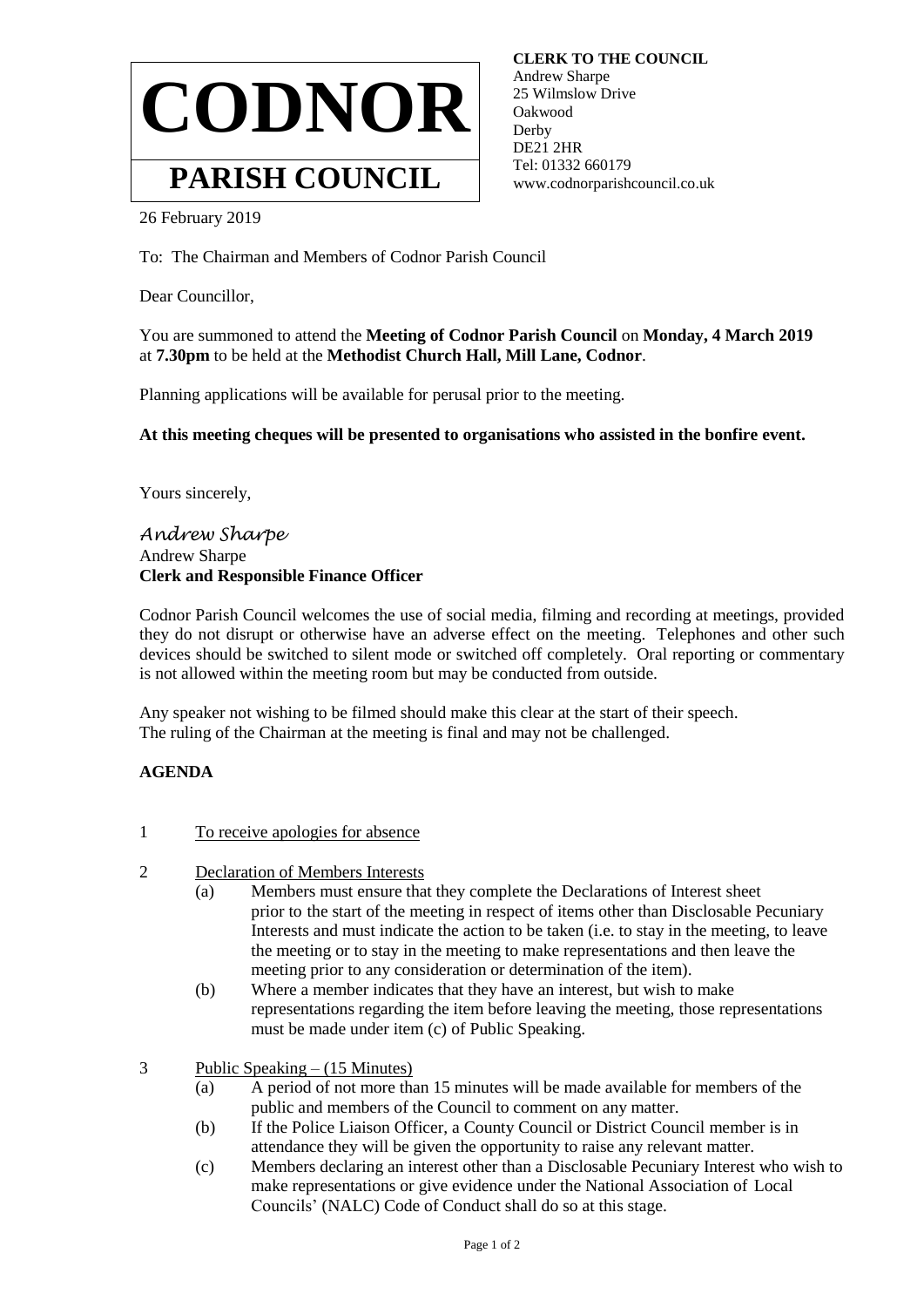# CODNOR

## PARISH COUNCIL

**CLERK TO THE COUNCIL**
Andrew Sharpe
25 Wilmslow Drive
Oakwood
Derby
DE21 2HR
Tel: 01332 660179
www.codnorparishcouncil.co.uk

26 February 2019

To: The Chairman and Members of Codnor Parish Council

Dear Councillor,

You are summoned to attend the **Meeting of Codnor Parish Council** on **Monday, 4 March 2019** at **7.30pm** to be held at the **Methodist Church Hall, Mill Lane, Codnor**.

Planning applications will be available for perusal prior to the meeting.

**At this meeting cheques will be presented to organisations who assisted in the bonfire event.**

Yours sincerely,

*Andrew Sharpe*
Andrew Sharpe
**Clerk and Responsible Finance Officer**

Codnor Parish Council welcomes the use of social media, filming and recording at meetings, provided they do not disrupt or otherwise have an adverse effect on the meeting. Telephones and other such devices should be switched to silent mode or switched off completely. Oral reporting or commentary is not allowed within the meeting room but may be conducted from outside.

Any speaker not wishing to be filmed should make this clear at the start of their speech.
The ruling of the Chairman at the meeting is final and may not be challenged.

**AGENDA**

1 To receive apologies for absence

2 Declaration of Members Interests
  (a) Members must ensure that they complete the Declarations of Interest sheet prior to the start of the meeting in respect of items other than Disclosable Pecuniary Interests and must indicate the action to be taken (i.e. to stay in the meeting, to leave the meeting or to stay in the meeting to make representations and then leave the meeting prior to any consideration or determination of the item).
  (b) Where a member indicates that they have an interest, but wish to make representations regarding the item before leaving the meeting, those representations must be made under item (c) of Public Speaking.

3 Public Speaking – (15 Minutes)
  (a) A period of not more than 15 minutes will be made available for members of the public and members of the Council to comment on any matter.
  (b) If the Police Liaison Officer, a County Council or District Council member is in attendance they will be given the opportunity to raise any relevant matter.
  (c) Members declaring an interest other than a Disclosable Pecuniary Interest who wish to make representations or give evidence under the National Association of Local Councils' (NALC) Code of Conduct shall do so at this stage.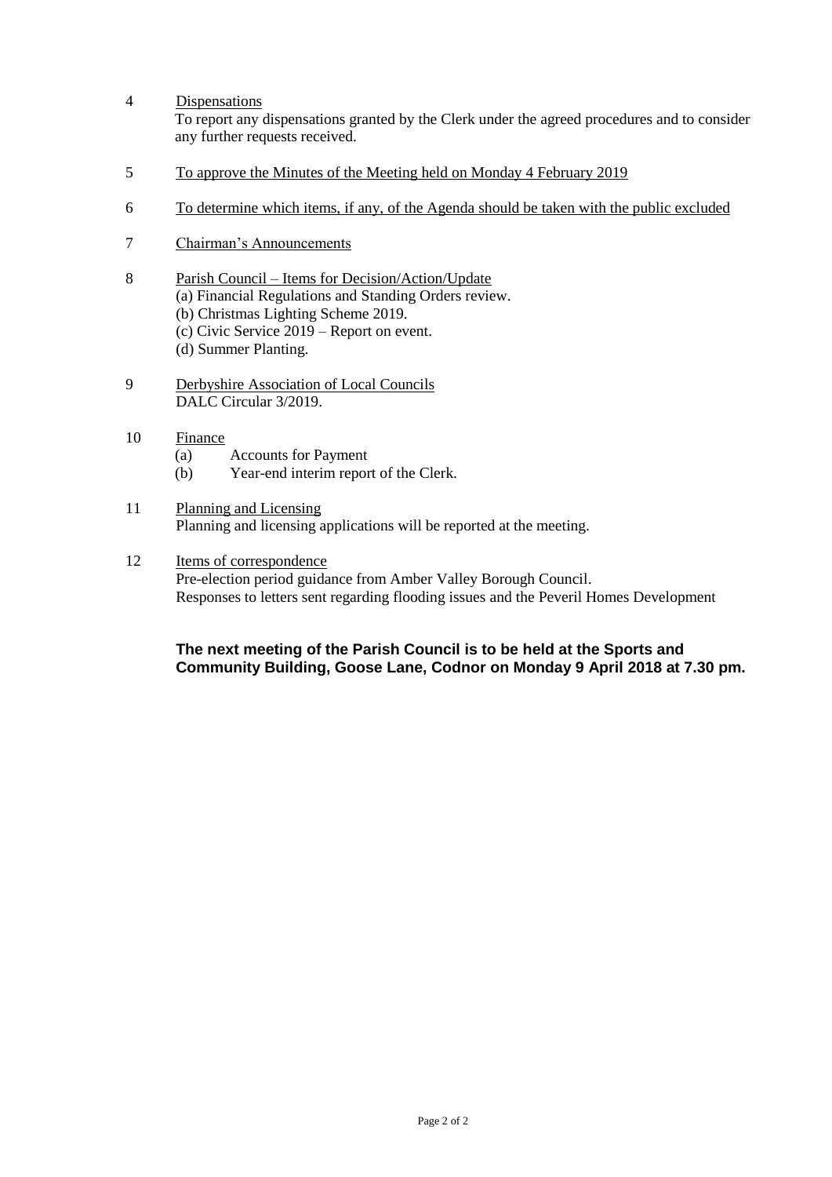4 Dispensations
To report any dispensations granted by the Clerk under the agreed procedures and to consider any further requests received.

5 To approve the Minutes of the Meeting held on Monday 4 February 2019

6 To determine which items, if any, of the Agenda should be taken with the public excluded

7 Chairman's Announcements

8 Parish Council – Items for Decision/Action/Update
(a) Financial Regulations and Standing Orders review.
(b) Christmas Lighting Scheme 2019.
(c) Civic Service 2019 – Report on event.
(d) Summer Planting.

9 Derbyshire Association of Local Councils
DALC Circular 3/2019.

10 Finance
(a) Accounts for Payment
(b) Year-end interim report of the Clerk.

11 Planning and Licensing
Planning and licensing applications will be reported at the meeting.

12 Items of correspondence
Pre-election period guidance from Amber Valley Borough Council.
Responses to letters sent regarding flooding issues and the Peveril Homes Development

**The next meeting of the Parish Council is to be held at the Sports and Community Building, Goose Lane, Codnor on Monday 9 April 2018 at 7.30 pm.**